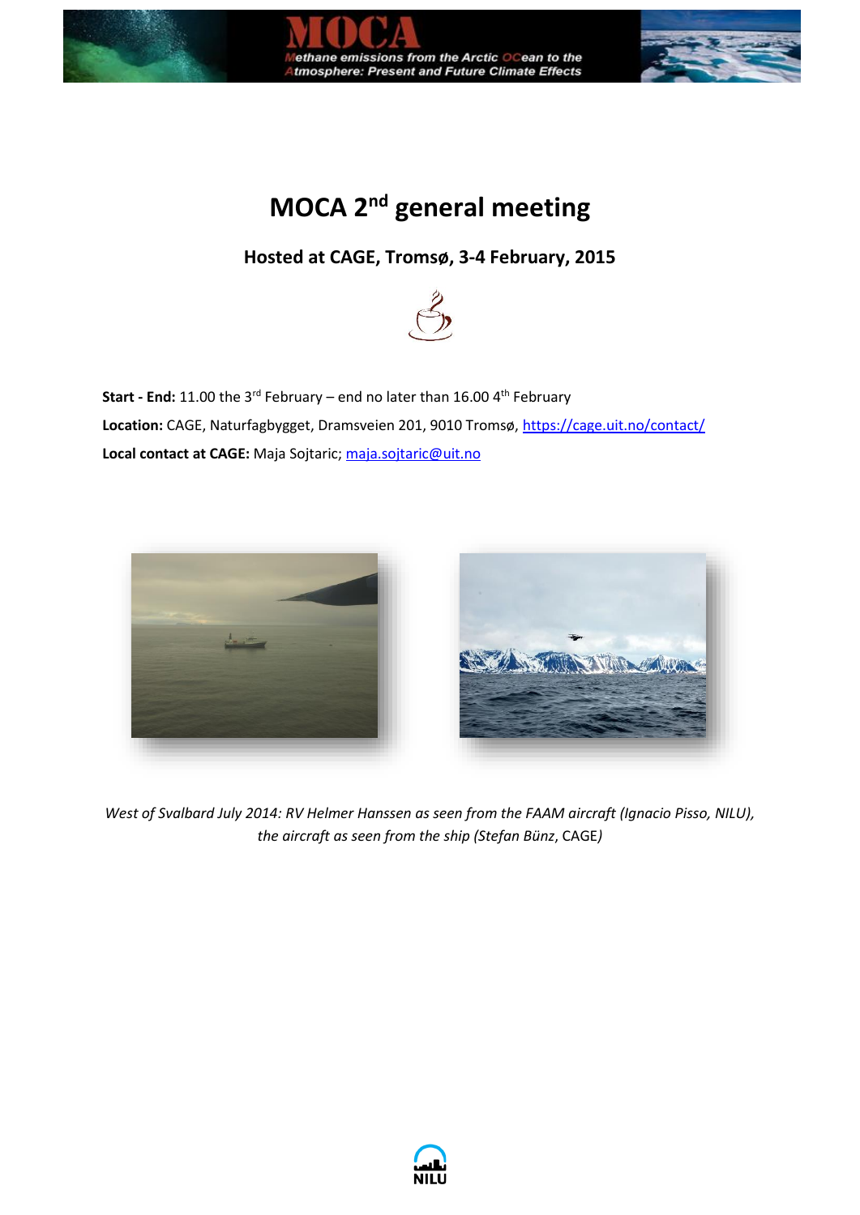# MOCA 2nd general meeting

**Hosted at CAGE, Tromsø, 3-4 February, 2015**

**Start - End:** 11.00 the 3rd February – end no later than 16.00 4th February

**Location:** CAGE, Naturfagbygget, Dramsveien 201, 9010 Tromsø, https://cage.uit.no/contact/

**Local contact at CAGE:** Maja Sojtaric; maja.sojtaric@uit.no

*West of Svalbard July 2014: RV Helmer Hanssen as seen from the FAAM aircraft (Ignacio Pisso, NILU), the aircraft as seen from the ship (Stefan Bünz, CAGE)*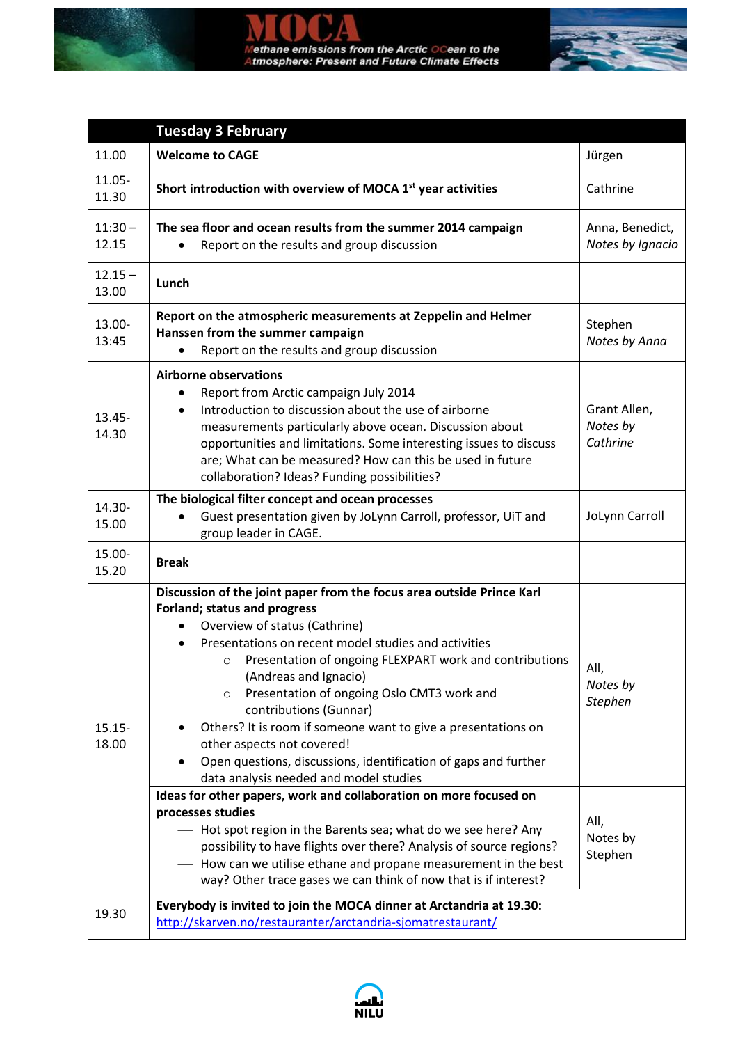| | Tuesday 3 February | |
|---|---|---|
| 11.00 | **Welcome to CAGE** | Jürgen |
| 11.05-11.30 | **Short introduction with overview of MOCA 1st year activities** | Cathrine |
| 11:30 – 12.15 | **The sea floor and ocean results from the summer 2014 campaign**<br>• Report on the results and group discussion | Anna, Benedict, *Notes by Ignacio* |
| 12.15 – 13.00 | **Lunch** | |
| 13.00-13:45 | **Report on the atmospheric measurements at Zeppelin and Helmer Hanssen from the summer campaign**<br>• Report on the results and group discussion | Stephen *Notes by Anna* |
| 13.45-14.30 | **Airborne observations**<br>• Report from Arctic campaign July 2014<br>• Introduction to discussion about the use of airborne measurements particularly above ocean. Discussion about opportunities and limitations. Some interesting issues to discuss are; What can be measured? How can this be used in future collaboration? Ideas? Funding possibilities? | Grant Allen, *Notes by Cathrine* |
| 14.30-15.00 | **The biological filter concept and ocean processes**<br>• Guest presentation given by JoLynn Carroll, professor, UiT and group leader in CAGE. | JoLynn Carroll |
| 15.00-15.20 | **Break** | |
| 15.15-18.00 | **Discussion of the joint paper from the focus area outside Prince Karl Forland; status and progress**<br>• Overview of status (Cathrine)<br>• Presentations on recent model studies and activities<br>  ○ Presentation of ongoing FLEXPART work and contributions (Andreas and Ignacio)<br>  ○ Presentation of ongoing Oslo CMT3 work and contributions (Gunnar)<br>• Others? It is room if someone want to give a presentations on other aspects not covered!<br>• Open questions, discussions, identification of gaps and further data analysis needed and model studies | All, *Notes by Stephen* |
| | **Ideas for other papers, work and collaboration on more focused on processes studies**<br>— Hot spot region in the Barents sea; what do we see here? Any possibility to have flights over there? Analysis of source regions?<br>— How can we utilise ethane and propane measurement in the best way? Other trace gases we can think of now that is if interest? | All, Notes by Stephen |
| 19.30 | **Everybody is invited to join the MOCA dinner at Arctandria at 19.30:** http://skarven.no/restauranter/arctandria-sjomatrestaurant/ | |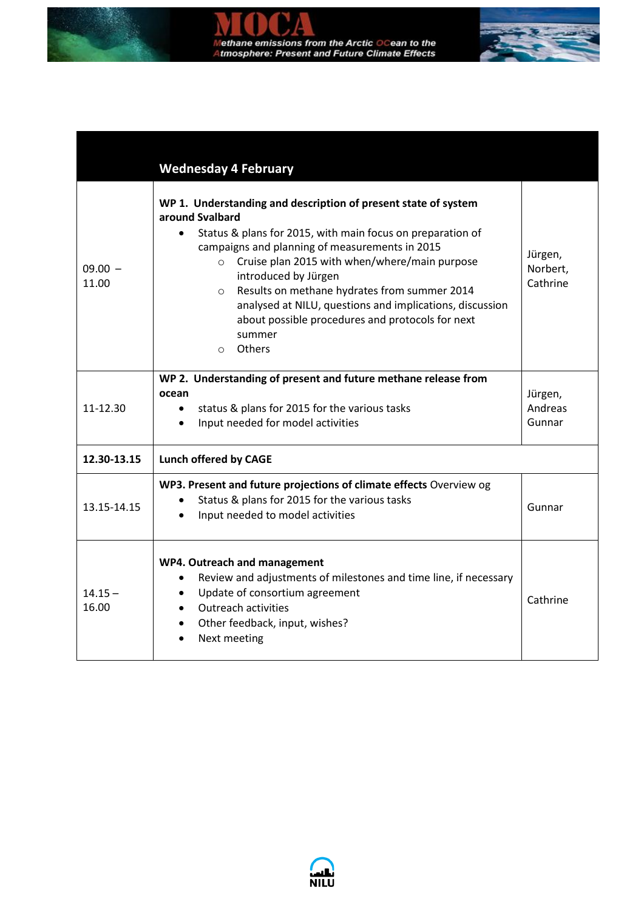| | Wednesday 4 February | |
|---|---|---|
| 09.00 – 11.00 | **WP 1. Understanding and description of present state of system around Svalbard**<br>• Status & plans for 2015, with main focus on preparation of campaigns and planning of measurements in 2015<br>  ○ Cruise plan 2015 with when/where/main purpose introduced by Jürgen<br>  ○ Results on methane hydrates from summer 2014 analysed at NILU, questions and implications, discussion about possible procedures and protocols for next summer<br>  ○ Others | Jürgen, Norbert, Cathrine |
| 11-12.30 | **WP 2. Understanding of present and future methane release from ocean**<br>• status & plans for 2015 for the various tasks<br>• Input needed for model activities | Jürgen, Andreas Gunnar |
| **12.30-13.15** | **Lunch offered by CAGE** | |
| 13.15-14.15 | **WP3. Present and future projections of climate effects** Overview og<br>• Status & plans for 2015 for the various tasks<br>• Input needed to model activities | Gunnar |
| 14.15 – 16.00 | **WP4. Outreach and management**<br>• Review and adjustments of milestones and time line, if necessary<br>• Update of consortium agreement<br>• Outreach activities<br>• Other feedback, input, wishes?<br>• Next meeting | Cathrine |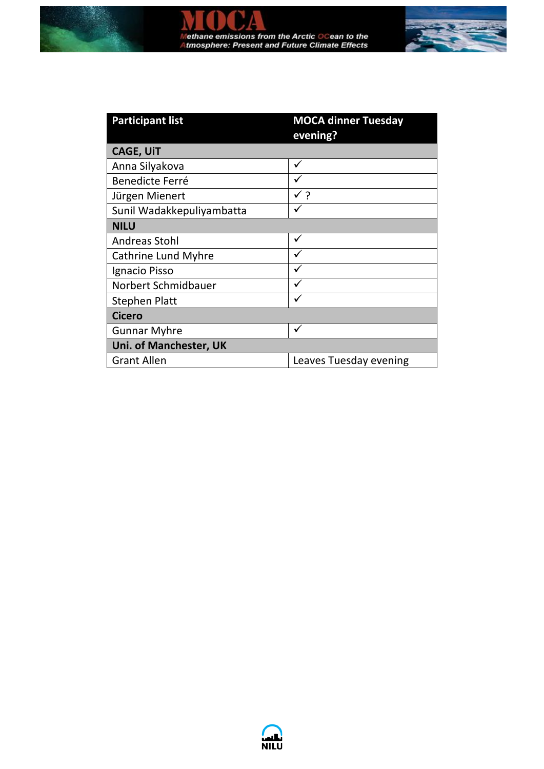| Participant list | MOCA dinner Tuesday evening? |
|---|---|
| **CAGE, UiT** | |
| Anna Silyakova | ✓ |
| Benedicte Ferré | ✓ |
| Jürgen Mienert | ✓ ? |
| Sunil Wadakkepuliyambatta | ✓ |
| **NILU** | |
| Andreas Stohl | ✓ |
| Cathrine Lund Myhre | ✓ |
| Ignacio Pisso | ✓ |
| Norbert Schmidbauer | ✓ |
| Stephen Platt | ✓ |
| **Cicero** | |
| Gunnar Myhre | ✓ |
| **Uni. of Manchester, UK** | |
| Grant Allen | Leaves Tuesday evening |